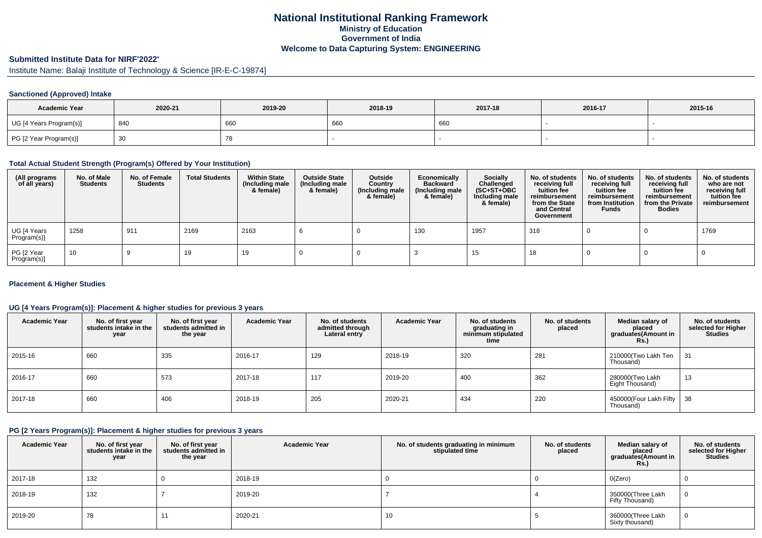# National Institutional Ranking Framework
## Ministry of Education
## Government of India
## Welcome to Data Capturing System: ENGINEERING

### Submitted Institute Data for NIRF'2022'

Institute Name: Balaji Institute of Technology & Science [IR-E-C-19874]

#### Sanctioned (Approved) Intake

| Academic Year | 2020-21 | 2019-20 | 2018-19 | 2017-18 | 2016-17 | 2015-16 |
|---|---|---|---|---|---|---|
| UG [4 Years Program(s)] | 840 | 660 | 660 | 660 | - | - |
| PG [2 Year Program(s)] | 30 | 78 | - | - | - | - |

#### Total Actual Student Strength (Program(s) Offered by Your Institution)

| (All programs of all years) | No. of Male Students | No. of Female Students | Total Students | Within State (Including male & female) | Outside State (Including male & female) | Outside Country (Including male & female) | Economically Backward (Including male & female) | Socially Challenged (SC+ST+OBC Including male & female) | No. of students receiving full tuition fee reimbursement from the State and Central Government | No. of students receiving full tuition fee reimbursement from Institution Funds | No. of students receiving full tuition fee reimbursement from the Private Bodies | No. of students who are not receiving full tuition fee reimbursement |
|---|---|---|---|---|---|---|---|---|---|---|---|---|
| UG [4 Years Program(s)] | 1258 | 911 | 2169 | 2163 | 6 | 0 | 130 | 1957 | 318 | 0 | 0 | 1769 |
| PG [2 Year Program(s)] | 10 | 9 | 19 | 19 | 0 | 0 | 3 | 15 | 18 | 0 | 0 | 0 |

#### Placement & Higher Studies

#### UG [4 Years Program(s)]: Placement & higher studies for previous 3 years

| Academic Year | No. of first year students intake in the year | No. of first year students admitted in the year | Academic Year | No. of students admitted through Lateral entry | Academic Year | No. of students graduating in minimum stipulated time | No. of students placed | Median salary of placed graduates(Amount in Rs.) | No. of students selected for Higher Studies |
|---|---|---|---|---|---|---|---|---|---|
| 2015-16 | 660 | 335 | 2016-17 | 129 | 2018-19 | 320 | 281 | 210000(Two Lakh Ten Thousand) | 31 |
| 2016-17 | 660 | 573 | 2017-18 | 117 | 2019-20 | 400 | 362 | 280000(Two Lakh Eight Thousand) | 13 |
| 2017-18 | 660 | 406 | 2018-19 | 205 | 2020-21 | 434 | 220 | 450000(Four Lakh Fifty Thousand) | 38 |

#### PG [2 Years Program(s)]: Placement & higher studies for previous 3 years

| Academic Year | No. of first year students intake in the year | No. of first year students admitted in the year | Academic Year | No. of students graduating in minimum stipulated time | No. of students placed | Median salary of placed graduates(Amount in Rs.) | No. of students selected for Higher Studies |
|---|---|---|---|---|---|---|---|
| 2017-18 | 132 | 0 | 2018-19 | 0 | 0 | 0(Zero) | 0 |
| 2018-19 | 132 | 7 | 2019-20 | 7 | 4 | 350000(Three Lakh Fifty Thousand) | 0 |
| 2019-20 | 78 | 11 | 2020-21 | 10 | 5 | 360000(Three Lakh Sixty thousand) | 0 |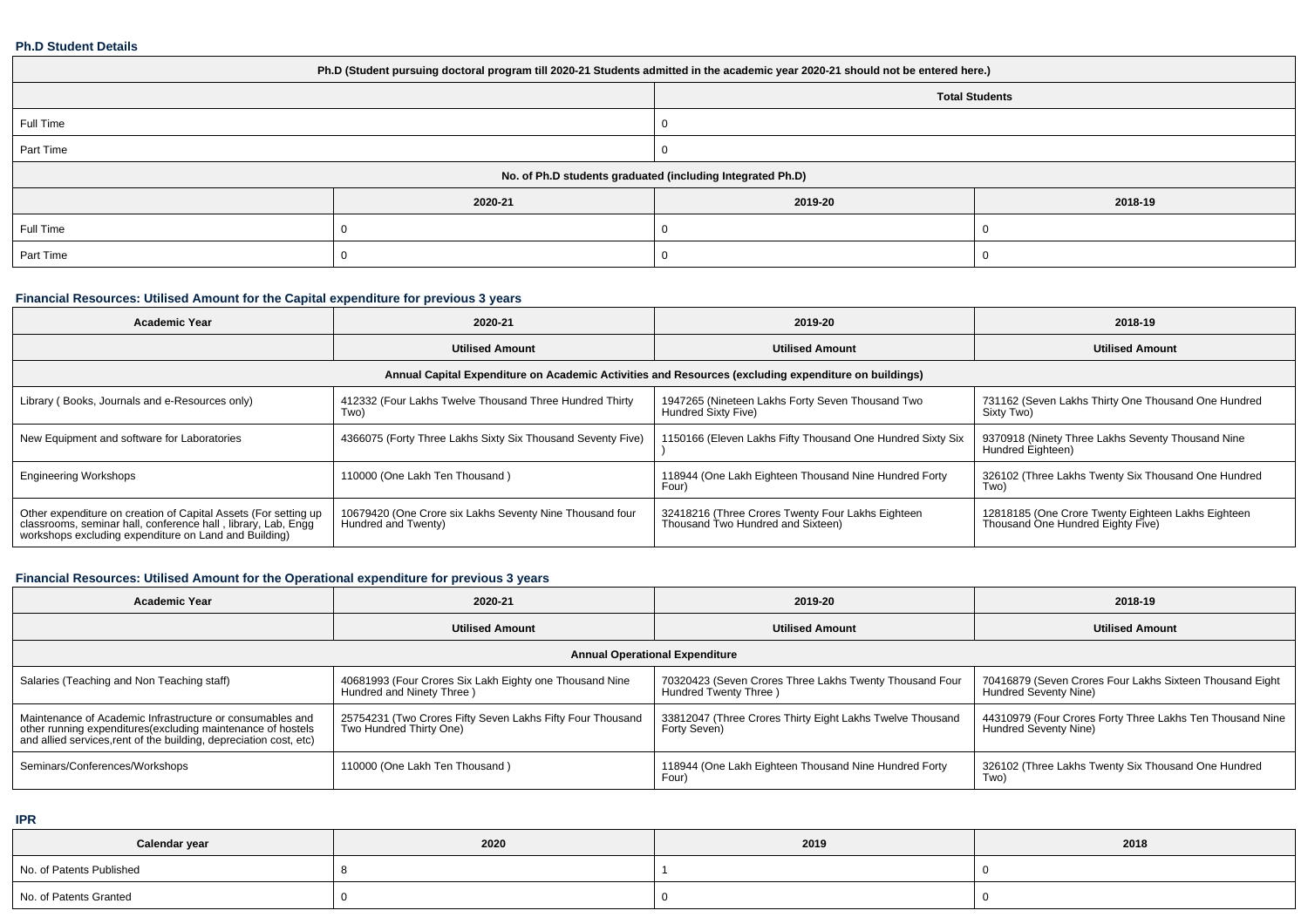### Ph.D Student Details

| Ph.D (Student pursuing doctoral program till 2020-21 Students admitted in the academic year 2020-21 should not be entered here.) | | | |
|---|---|---|---|
| | Total Students | | |
| Full Time | 0 | | |
| Part Time | 0 | | |
| No. of Ph.D students graduated (including Integrated Ph.D) | | | |
| | 2020-21 | 2019-20 | 2018-19 |
| Full Time | 0 | 0 | 0 |
| Part Time | 0 | 0 | 0 |

### Financial Resources: Utilised Amount for the Capital expenditure for previous 3 years

| Academic Year | 2020-21 | 2019-20 | 2018-19 |
|---|---|---|---|
| | Utilised Amount | Utilised Amount | Utilised Amount |
| Annual Capital Expenditure on Academic Activities and Resources (excluding expenditure on buildings) | | | |
| Library ( Books, Journals and e-Resources only) | 412332 (Four Lakhs Twelve Thousand Three Hundred Thirty Two) | 1947265 (Nineteen Lakhs Forty Seven Thousand Two Hundred Sixty Five) | 731162 (Seven Lakhs Thirty One Thousand One Hundred Sixty Two) |
| New Equipment and software for Laboratories | 4366075 (Forty Three Lakhs Sixty Six Thousand Seventy Five) | 1150166 (Eleven Lakhs Fifty Thousand One Hundred Sixty Six ) | 9370918 (Ninety Three Lakhs Seventy Thousand Nine Hundred Eighteen) |
| Engineering Workshops | 110000 (One Lakh Ten Thousand ) | 118944 (One Lakh Eighteen Thousand Nine Hundred Forty Four) | 326102 (Three Lakhs Twenty Six Thousand One Hundred Two) |
| Other expenditure on creation of Capital Assets (For setting up classrooms, seminar hall, conference hall , library, Lab, Engg workshops excluding expenditure on Land and Building) | 10679420 (One Crore six Lakhs Seventy Nine Thousand four Hundred and Twenty) | 32418216 (Three Crores Twenty Four Lakhs Eighteen Thousand Two Hundred and Sixteen) | 12818185 (One Crore Twenty Eighteen Lakhs Eighteen Thousand One Hundred Eighty Five) |

### Financial Resources: Utilised Amount for the Operational expenditure for previous 3 years

| Academic Year | 2020-21 | 2019-20 | 2018-19 |
|---|---|---|---|
| | Utilised Amount | Utilised Amount | Utilised Amount |
| Annual Operational Expenditure | | | |
| Salaries (Teaching and Non Teaching staff) | 40681993 (Four Crores Six Lakh Eighty one Thousand Nine Hundred and Ninety Three ) | 70320423 (Seven Crores Three Lakhs Twenty Thousand Four Hundred Twenty Three ) | 70416879 (Seven Crores Four Lakhs Sixteen Thousand Eight Hundred Seventy Nine) |
| Maintenance of Academic Infrastructure or consumables and other running expenditures(excluding maintenance of hostels and allied services,rent of the building, depreciation cost, etc) | 25754231 (Two Crores Fifty Seven Lakhs Fifty Four Thousand Two Hundred Thirty One) | 33812047 (Three Crores Thirty Eight Lakhs Twelve Thousand Forty Seven) | 44310979 (Four Crores Forty Three Lakhs Ten Thousand Nine Hundred Seventy Nine) |
| Seminars/Conferences/Workshops | 110000 (One Lakh Ten Thousand ) | 118944 (One Lakh Eighteen Thousand Nine Hundred Forty Four) | 326102 (Three Lakhs Twenty Six Thousand One Hundred Two) |

### IPR

| Calendar year | 2020 | 2019 | 2018 |
|---|---|---|---|
| No. of Patents Published | 8 | 1 | 0 |
| No. of Patents Granted | 0 | 0 | 0 |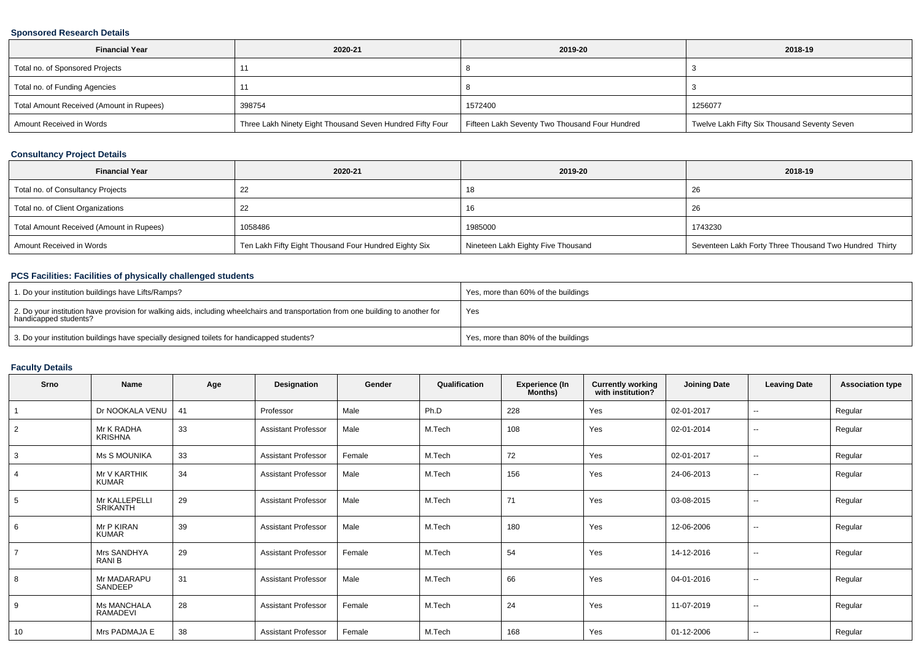### Sponsored Research Details

| Financial Year | 2020-21 | 2019-20 | 2018-19 |
|---|---|---|---|
| Total no. of Sponsored Projects | 11 | 8 | 3 |
| Total no. of Funding Agencies | 11 | 8 | 3 |
| Total Amount Received (Amount in Rupees) | 398754 | 1572400 | 1256077 |
| Amount Received in Words | Three Lakh Ninety Eight Thousand Seven Hundred Fifty Four | Fifteen Lakh Seventy Two Thousand Four Hundred | Twelve Lakh Fifty Six Thousand Seventy Seven |

### Consultancy Project Details

| Financial Year | 2020-21 | 2019-20 | 2018-19 |
|---|---|---|---|
| Total no. of Consultancy Projects | 22 | 18 | 26 |
| Total no. of Client Organizations | 22 | 16 | 26 |
| Total Amount Received (Amount in Rupees) | 1058486 | 1985000 | 1743230 |
| Amount Received in Words | Ten Lakh Fifty Eight Thousand Four Hundred Eighty Six | Nineteen Lakh Eighty Five Thousand | Seventeen Lakh Forty Three Thousand Two Hundred Thirty |

### PCS Facilities: Facilities of physically challenged students

| | |
|---|---|
| 1. Do your institution buildings have Lifts/Ramps? | Yes, more than 60% of the buildings |
| 2. Do your institution have provision for walking aids, including wheelchairs and transportation from one building to another for handicapped students? | Yes |
| 3. Do your institution buildings have specially designed toilets for handicapped students? | Yes, more than 80% of the buildings |

### Faculty Details

| Srno | Name | Age | Designation | Gender | Qualification | Experience (In Months) | Currently working with institution? | Joining Date | Leaving Date | Association type |
|---|---|---|---|---|---|---|---|---|---|---|
| 1 | Dr NOOKALA VENU | 41 | Professor | Male | Ph.D | 228 | Yes | 02-01-2017 | -- | Regular |
| 2 | Mr K RADHA KRISHNA | 33 | Assistant Professor | Male | M.Tech | 108 | Yes | 02-01-2014 | -- | Regular |
| 3 | Ms S MOUNIKA | 33 | Assistant Professor | Female | M.Tech | 72 | Yes | 02-01-2017 | -- | Regular |
| 4 | Mr V KARTHIK KUMAR | 34 | Assistant Professor | Male | M.Tech | 156 | Yes | 24-06-2013 | -- | Regular |
| 5 | Mr KALLEPELLI SRIKANTH | 29 | Assistant Professor | Male | M.Tech | 71 | Yes | 03-08-2015 | -- | Regular |
| 6 | Mr P KIRAN KUMAR | 39 | Assistant Professor | Male | M.Tech | 180 | Yes | 12-06-2006 | -- | Regular |
| 7 | Mrs SANDHYA RANI B | 29 | Assistant Professor | Female | M.Tech | 54 | Yes | 14-12-2016 | -- | Regular |
| 8 | Mr MADARAPU SANDEEP | 31 | Assistant Professor | Male | M.Tech | 66 | Yes | 04-01-2016 | -- | Regular |
| 9 | Ms MANCHALA RAMADEVI | 28 | Assistant Professor | Female | M.Tech | 24 | Yes | 11-07-2019 | -- | Regular |
| 10 | Mrs PADMAJA E | 38 | Assistant Professor | Female | M.Tech | 168 | Yes | 01-12-2006 | -- | Regular |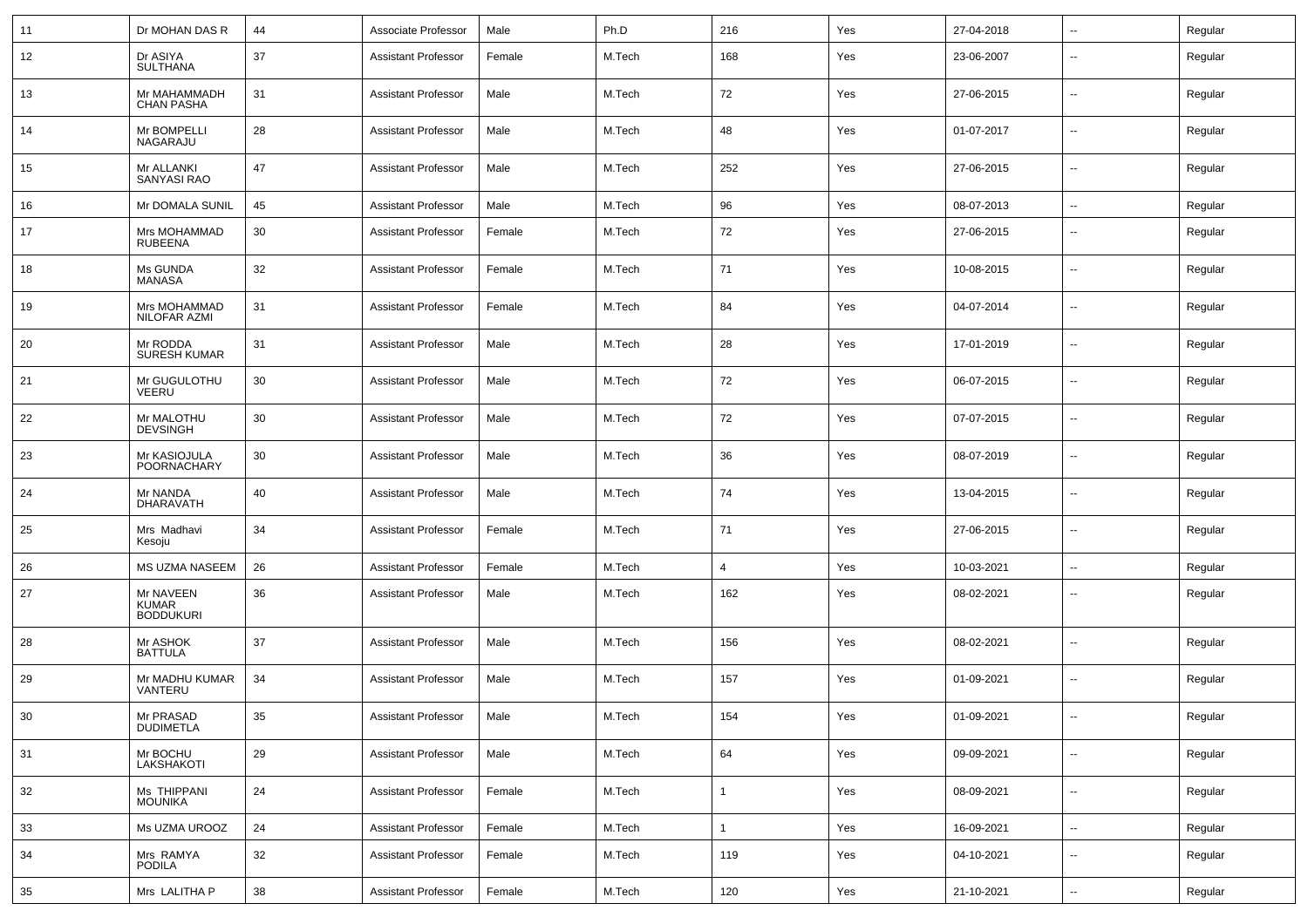| | | | | | | | | | | |
|---|---|---|---|---|---|---|---|---|---|---|
| 11 | Dr MOHAN DAS R | 44 | Associate Professor | Male | Ph.D | 216 | Yes | 27-04-2018 | -- | Regular |
| 12 | Dr ASIYA SULTHANA | 37 | Assistant Professor | Female | M.Tech | 168 | Yes | 23-06-2007 | -- | Regular |
| 13 | Mr MAHAMMADH CHAN PASHA | 31 | Assistant Professor | Male | M.Tech | 72 | Yes | 27-06-2015 | -- | Regular |
| 14 | Mr BOMPELLI NAGARAJU | 28 | Assistant Professor | Male | M.Tech | 48 | Yes | 01-07-2017 | -- | Regular |
| 15 | Mr ALLANKI SANYASI RAO | 47 | Assistant Professor | Male | M.Tech | 252 | Yes | 27-06-2015 | -- | Regular |
| 16 | Mr DOMALA SUNIL | 45 | Assistant Professor | Male | M.Tech | 96 | Yes | 08-07-2013 | -- | Regular |
| 17 | Mrs MOHAMMAD RUBEENA | 30 | Assistant Professor | Female | M.Tech | 72 | Yes | 27-06-2015 | -- | Regular |
| 18 | Ms GUNDA MANASA | 32 | Assistant Professor | Female | M.Tech | 71 | Yes | 10-08-2015 | -- | Regular |
| 19 | Mrs MOHAMMAD NILOFAR AZMI | 31 | Assistant Professor | Female | M.Tech | 84 | Yes | 04-07-2014 | -- | Regular |
| 20 | Mr RODDA SURESH KUMAR | 31 | Assistant Professor | Male | M.Tech | 28 | Yes | 17-01-2019 | -- | Regular |
| 21 | Mr GUGULOTHU VEERU | 30 | Assistant Professor | Male | M.Tech | 72 | Yes | 06-07-2015 | -- | Regular |
| 22 | Mr MALOTHU DEVSINGH | 30 | Assistant Professor | Male | M.Tech | 72 | Yes | 07-07-2015 | -- | Regular |
| 23 | Mr KASIOJULA POORNACHARY | 30 | Assistant Professor | Male | M.Tech | 36 | Yes | 08-07-2019 | -- | Regular |
| 24 | Mr NANDA DHARAVATH | 40 | Assistant Professor | Male | M.Tech | 74 | Yes | 13-04-2015 | -- | Regular |
| 25 | Mrs Madhavi Kesoju | 34 | Assistant Professor | Female | M.Tech | 71 | Yes | 27-06-2015 | -- | Regular |
| 26 | MS UZMA NASEEM | 26 | Assistant Professor | Female | M.Tech | 4 | Yes | 10-03-2021 | -- | Regular |
| 27 | Mr NAVEEN KUMAR BODDUKURI | 36 | Assistant Professor | Male | M.Tech | 162 | Yes | 08-02-2021 | -- | Regular |
| 28 | Mr ASHOK BATTULA | 37 | Assistant Professor | Male | M.Tech | 156 | Yes | 08-02-2021 | -- | Regular |
| 29 | Mr MADHU KUMAR VANTERU | 34 | Assistant Professor | Male | M.Tech | 157 | Yes | 01-09-2021 | -- | Regular |
| 30 | Mr PRASAD DUDIMETLA | 35 | Assistant Professor | Male | M.Tech | 154 | Yes | 01-09-2021 | -- | Regular |
| 31 | Mr BOCHU LAKSHAKOTI | 29 | Assistant Professor | Male | M.Tech | 64 | Yes | 09-09-2021 | -- | Regular |
| 32 | Ms THIPPANI MOUNIKA | 24 | Assistant Professor | Female | M.Tech | 1 | Yes | 08-09-2021 | -- | Regular |
| 33 | Ms UZMA UROOZ | 24 | Assistant Professor | Female | M.Tech | 1 | Yes | 16-09-2021 | -- | Regular |
| 34 | Mrs RAMYA PODILA | 32 | Assistant Professor | Female | M.Tech | 119 | Yes | 04-10-2021 | -- | Regular |
| 35 | Mrs LALITHA P | 38 | Assistant Professor | Female | M.Tech | 120 | Yes | 21-10-2021 | -- | Regular |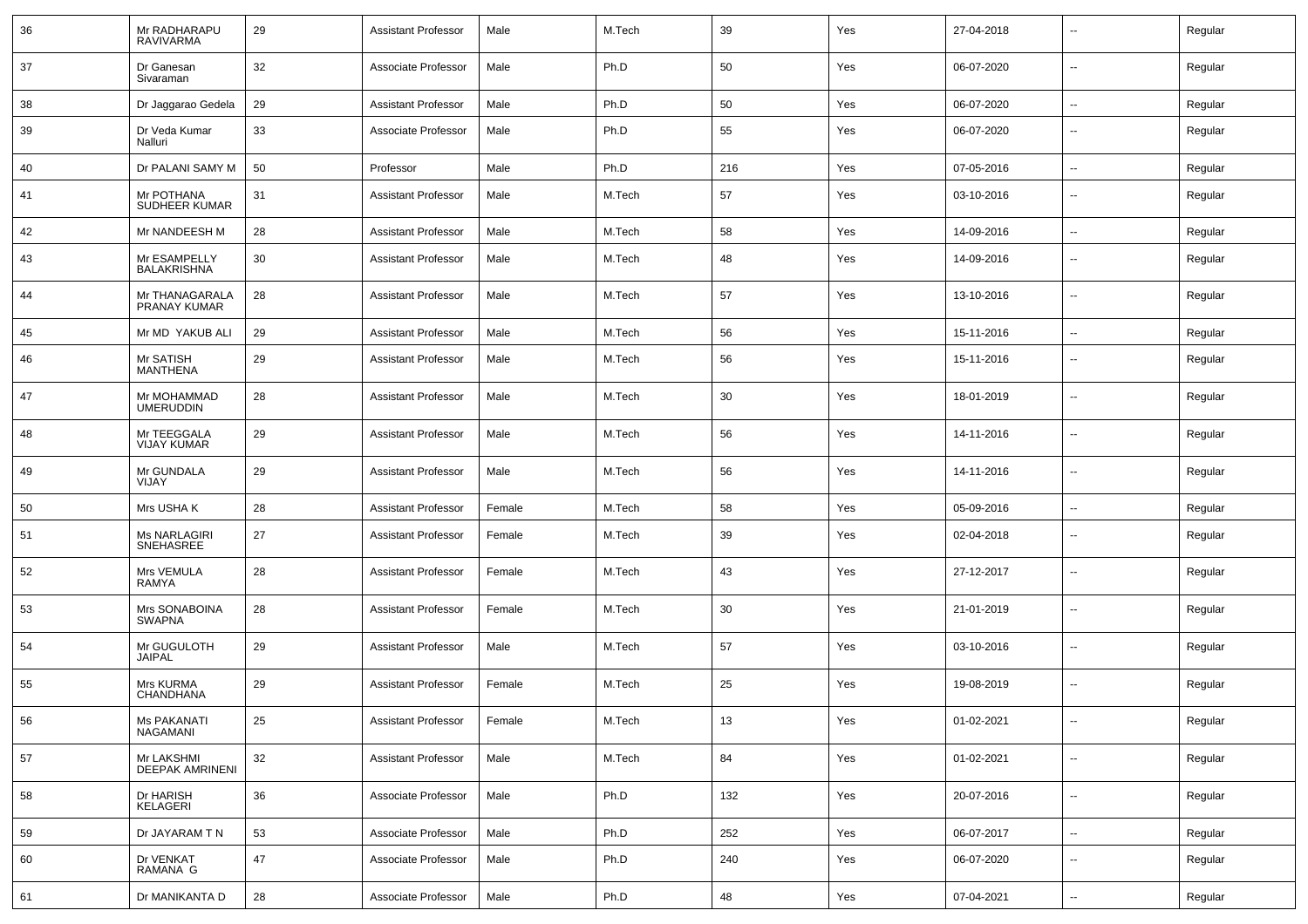| 36 | Mr RADHARAPU RAVIVARMA | 29 | Assistant Professor | Male | M.Tech | 39 | Yes | 27-04-2018 | -- | Regular |
|---|---|---|---|---|---|---|---|---|---|---|
| 37 | Dr Ganesan Sivaraman | 32 | Associate Professor | Male | Ph.D | 50 | Yes | 06-07-2020 | -- | Regular |
| 38 | Dr Jaggarao Gedela | 29 | Assistant Professor | Male | Ph.D | 50 | Yes | 06-07-2020 | -- | Regular |
| 39 | Dr Veda Kumar Nalluri | 33 | Associate Professor | Male | Ph.D | 55 | Yes | 06-07-2020 | -- | Regular |
| 40 | Dr PALANI SAMY M | 50 | Professor | Male | Ph.D | 216 | Yes | 07-05-2016 | -- | Regular |
| 41 | Mr POTHANA SUDHEER KUMAR | 31 | Assistant Professor | Male | M.Tech | 57 | Yes | 03-10-2016 | -- | Regular |
| 42 | Mr NANDEESH M | 28 | Assistant Professor | Male | M.Tech | 58 | Yes | 14-09-2016 | -- | Regular |
| 43 | Mr ESAMPELLY BALAKRISHNA | 30 | Assistant Professor | Male | M.Tech | 48 | Yes | 14-09-2016 | -- | Regular |
| 44 | Mr THANAGARALA PRANAY KUMAR | 28 | Assistant Professor | Male | M.Tech | 57 | Yes | 13-10-2016 | -- | Regular |
| 45 | Mr MD YAKUB ALI | 29 | Assistant Professor | Male | M.Tech | 56 | Yes | 15-11-2016 | -- | Regular |
| 46 | Mr SATISH MANTHENA | 29 | Assistant Professor | Male | M.Tech | 56 | Yes | 15-11-2016 | -- | Regular |
| 47 | Mr MOHAMMAD UMERUDDIN | 28 | Assistant Professor | Male | M.Tech | 30 | Yes | 18-01-2019 | -- | Regular |
| 48 | Mr TEEGGALA VIJAY KUMAR | 29 | Assistant Professor | Male | M.Tech | 56 | Yes | 14-11-2016 | -- | Regular |
| 49 | Mr GUNDALA VIJAY | 29 | Assistant Professor | Male | M.Tech | 56 | Yes | 14-11-2016 | -- | Regular |
| 50 | Mrs USHA K | 28 | Assistant Professor | Female | M.Tech | 58 | Yes | 05-09-2016 | -- | Regular |
| 51 | Ms NARLAGIRI SNEHASREE | 27 | Assistant Professor | Female | M.Tech | 39 | Yes | 02-04-2018 | -- | Regular |
| 52 | Mrs VEMULA RAMYA | 28 | Assistant Professor | Female | M.Tech | 43 | Yes | 27-12-2017 | -- | Regular |
| 53 | Mrs SONABOINA SWAPNA | 28 | Assistant Professor | Female | M.Tech | 30 | Yes | 21-01-2019 | -- | Regular |
| 54 | Mr GUGULOTH JAIPAL | 29 | Assistant Professor | Male | M.Tech | 57 | Yes | 03-10-2016 | -- | Regular |
| 55 | Mrs KURMA CHANDHANA | 29 | Assistant Professor | Female | M.Tech | 25 | Yes | 19-08-2019 | -- | Regular |
| 56 | Ms PAKANATI NAGAMANI | 25 | Assistant Professor | Female | M.Tech | 13 | Yes | 01-02-2021 | -- | Regular |
| 57 | Mr LAKSHMI DEEPAK AMRINENI | 32 | Assistant Professor | Male | M.Tech | 84 | Yes | 01-02-2021 | -- | Regular |
| 58 | Dr HARISH KELAGERI | 36 | Associate Professor | Male | Ph.D | 132 | Yes | 20-07-2016 | -- | Regular |
| 59 | Dr JAYARAM T N | 53 | Associate Professor | Male | Ph.D | 252 | Yes | 06-07-2017 | -- | Regular |
| 60 | Dr VENKAT RAMANA G | 47 | Associate Professor | Male | Ph.D | 240 | Yes | 06-07-2020 | -- | Regular |
| 61 | Dr MANIKANTA D | 28 | Associate Professor | Male | Ph.D | 48 | Yes | 07-04-2021 | -- | Regular |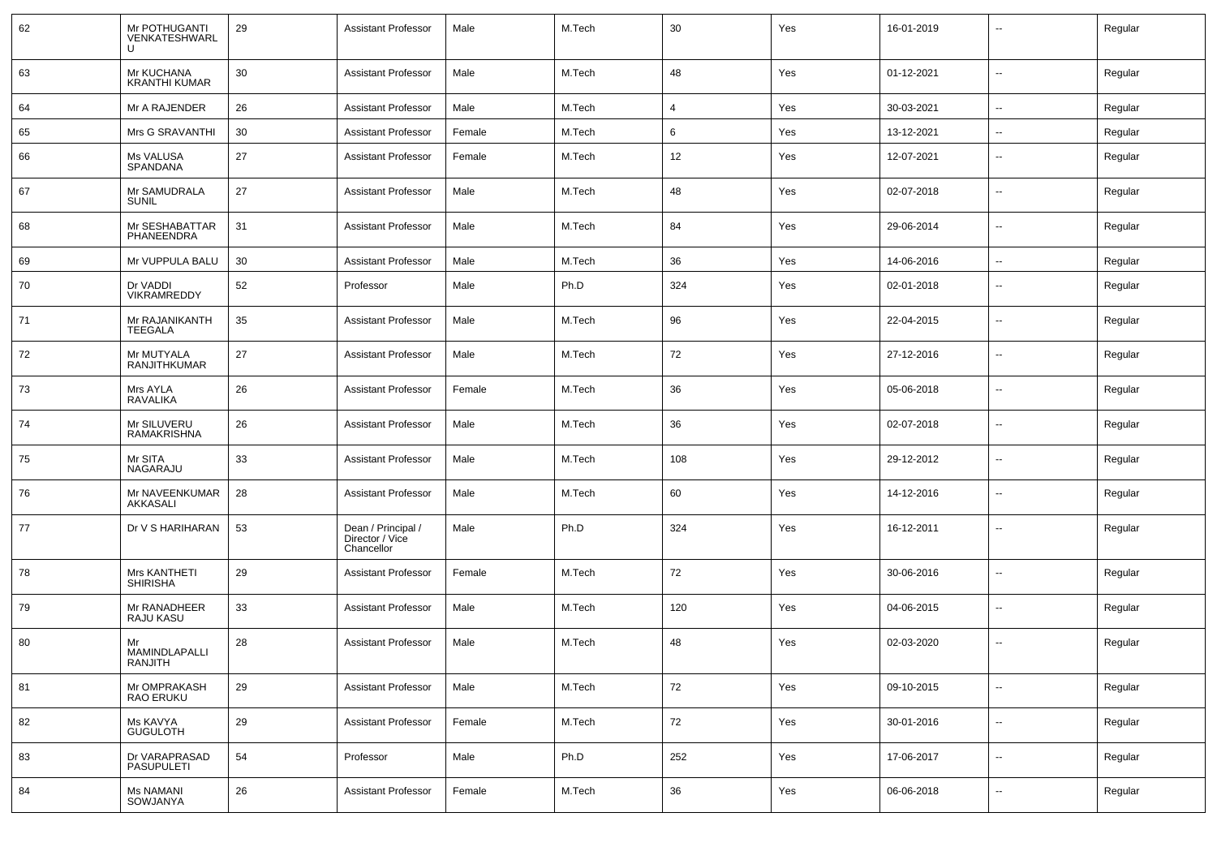| 62 | Mr POTHUGANTI VENKATESHWARLU | 29 | Assistant Professor | Male | M.Tech | 30 | Yes | 16-01-2019 | -- | Regular |
|---|---|---|---|---|---|---|---|---|---|---|
| 63 | Mr KUCHANA KRANTHI KUMAR | 30 | Assistant Professor | Male | M.Tech | 48 | Yes | 01-12-2021 | -- | Regular |
| 64 | Mr A RAJENDER | 26 | Assistant Professor | Male | M.Tech | 4 | Yes | 30-03-2021 | -- | Regular |
| 65 | Mrs G SRAVANTHI | 30 | Assistant Professor | Female | M.Tech | 6 | Yes | 13-12-2021 | -- | Regular |
| 66 | Ms VALUSA SPANDANA | 27 | Assistant Professor | Female | M.Tech | 12 | Yes | 12-07-2021 | -- | Regular |
| 67 | Mr SAMUDRALA SUNIL | 27 | Assistant Professor | Male | M.Tech | 48 | Yes | 02-07-2018 | -- | Regular |
| 68 | Mr SESHABATTAR PHANEENDRA | 31 | Assistant Professor | Male | M.Tech | 84 | Yes | 29-06-2014 | -- | Regular |
| 69 | Mr VUPPULA BALU | 30 | Assistant Professor | Male | M.Tech | 36 | Yes | 14-06-2016 | -- | Regular |
| 70 | Dr VADDI VIKRAMREDDY | 52 | Professor | Male | Ph.D | 324 | Yes | 02-01-2018 | -- | Regular |
| 71 | Mr RAJANIKANTH TEEGALA | 35 | Assistant Professor | Male | M.Tech | 96 | Yes | 22-04-2015 | -- | Regular |
| 72 | Mr MUTYALA RANJITHKUMAR | 27 | Assistant Professor | Male | M.Tech | 72 | Yes | 27-12-2016 | -- | Regular |
| 73 | Mrs AYLA RAVALIKA | 26 | Assistant Professor | Female | M.Tech | 36 | Yes | 05-06-2018 | -- | Regular |
| 74 | Mr SILUVERU RAMAKRISHNA | 26 | Assistant Professor | Male | M.Tech | 36 | Yes | 02-07-2018 | -- | Regular |
| 75 | Mr SITA NAGARAJU | 33 | Assistant Professor | Male | M.Tech | 108 | Yes | 29-12-2012 | -- | Regular |
| 76 | Mr NAVEENKUMAR AKKASALI | 28 | Assistant Professor | Male | M.Tech | 60 | Yes | 14-12-2016 | -- | Regular |
| 77 | Dr V S HARIHARAN | 53 | Dean / Principal / Director / Vice Chancellor | Male | Ph.D | 324 | Yes | 16-12-2011 | -- | Regular |
| 78 | Mrs KANTHETI SHIRISHA | 29 | Assistant Professor | Female | M.Tech | 72 | Yes | 30-06-2016 | -- | Regular |
| 79 | Mr RANADHEER RAJU KASU | 33 | Assistant Professor | Male | M.Tech | 120 | Yes | 04-06-2015 | -- | Regular |
| 80 | Mr MAMINDLAPALLI RANJITH | 28 | Assistant Professor | Male | M.Tech | 48 | Yes | 02-03-2020 | -- | Regular |
| 81 | Mr OMPRAKASH RAO ERUKU | 29 | Assistant Professor | Male | M.Tech | 72 | Yes | 09-10-2015 | -- | Regular |
| 82 | Ms KAVYA GUGULOTH | 29 | Assistant Professor | Female | M.Tech | 72 | Yes | 30-01-2016 | -- | Regular |
| 83 | Dr VARAPRASAD PASUPULETI | 54 | Professor | Male | Ph.D | 252 | Yes | 17-06-2017 | -- | Regular |
| 84 | Ms NAMANI SOWJANYA | 26 | Assistant Professor | Female | M.Tech | 36 | Yes | 06-06-2018 | -- | Regular |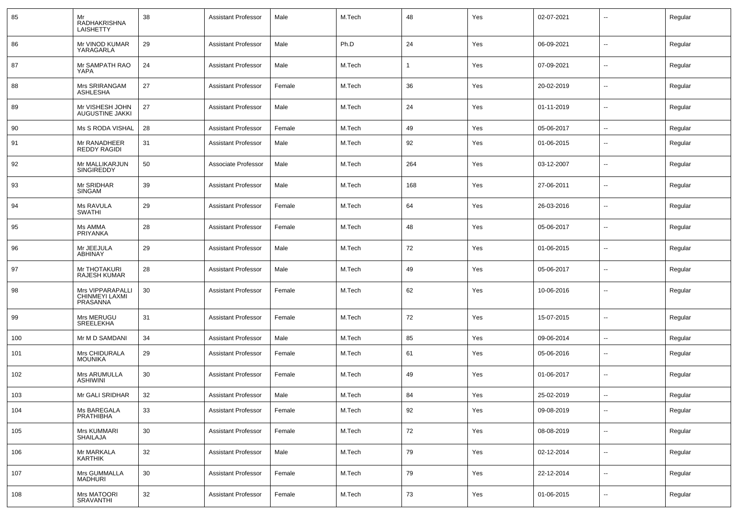| 85 | Mr RADHAKRISHNA LAISHETTY | 38 | Assistant Professor | Male | M.Tech | 48 | Yes | 02-07-2021 | -- | Regular |
|---|---|---|---|---|---|---|---|---|---|---|
| 86 | Mr VINOD KUMAR YARAGARLA | 29 | Assistant Professor | Male | Ph.D | 24 | Yes | 06-09-2021 | -- | Regular |
| 87 | Mr SAMPATH RAO YAPA | 24 | Assistant Professor | Male | M.Tech | 1 | Yes | 07-09-2021 | -- | Regular |
| 88 | Mrs SRIRANGAM ASHLESHA | 27 | Assistant Professor | Female | M.Tech | 36 | Yes | 20-02-2019 | -- | Regular |
| 89 | Mr VISHESH JOHN AUGUSTINE JAKKI | 27 | Assistant Professor | Male | M.Tech | 24 | Yes | 01-11-2019 | -- | Regular |
| 90 | Ms S RODA VISHAL | 28 | Assistant Professor | Female | M.Tech | 49 | Yes | 05-06-2017 | -- | Regular |
| 91 | Mr RANADHEER REDDY RAGIDI | 31 | Assistant Professor | Male | M.Tech | 92 | Yes | 01-06-2015 | -- | Regular |
| 92 | Mr MALLIKARJUN SINGIREDDY | 50 | Associate Professor | Male | M.Tech | 264 | Yes | 03-12-2007 | -- | Regular |
| 93 | Mr SRIDHAR SINGAM | 39 | Assistant Professor | Male | M.Tech | 168 | Yes | 27-06-2011 | -- | Regular |
| 94 | Ms RAVULA SWATHI | 29 | Assistant Professor | Female | M.Tech | 64 | Yes | 26-03-2016 | -- | Regular |
| 95 | Ms AMMA PRIYANKA | 28 | Assistant Professor | Female | M.Tech | 48 | Yes | 05-06-2017 | -- | Regular |
| 96 | Mr JEEJULA ABHINAY | 29 | Assistant Professor | Male | M.Tech | 72 | Yes | 01-06-2015 | -- | Regular |
| 97 | Mr THOTAKURI RAJESH KUMAR | 28 | Assistant Professor | Male | M.Tech | 49 | Yes | 05-06-2017 | -- | Regular |
| 98 | Mrs VIPPARAPALLI CHINMEYI LAXMI PRASANNA | 30 | Assistant Professor | Female | M.Tech | 62 | Yes | 10-06-2016 | -- | Regular |
| 99 | Mrs MERUGU SREELEKHA | 31 | Assistant Professor | Female | M.Tech | 72 | Yes | 15-07-2015 | -- | Regular |
| 100 | Mr M D SAMDANI | 34 | Assistant Professor | Male | M.Tech | 85 | Yes | 09-06-2014 | -- | Regular |
| 101 | Mrs CHIDURALA MOUNIKA | 29 | Assistant Professor | Female | M.Tech | 61 | Yes | 05-06-2016 | -- | Regular |
| 102 | Mrs ARUMULLA ASHIWINI | 30 | Assistant Professor | Female | M.Tech | 49 | Yes | 01-06-2017 | -- | Regular |
| 103 | Mr GALI SRIDHAR | 32 | Assistant Professor | Male | M.Tech | 84 | Yes | 25-02-2019 | -- | Regular |
| 104 | Ms BAREGALA PRATHIBHA | 33 | Assistant Professor | Female | M.Tech | 92 | Yes | 09-08-2019 | -- | Regular |
| 105 | Mrs KUMMARI SHAILAJA | 30 | Assistant Professor | Female | M.Tech | 72 | Yes | 08-08-2019 | -- | Regular |
| 106 | Mr MARKALA KARTHIK | 32 | Assistant Professor | Male | M.Tech | 79 | Yes | 02-12-2014 | -- | Regular |
| 107 | Mrs GUMMALLA MADHURI | 30 | Assistant Professor | Female | M.Tech | 79 | Yes | 22-12-2014 | -- | Regular |
| 108 | Mrs MATOORI SRAVANTHI | 32 | Assistant Professor | Female | M.Tech | 73 | Yes | 01-06-2015 | -- | Regular |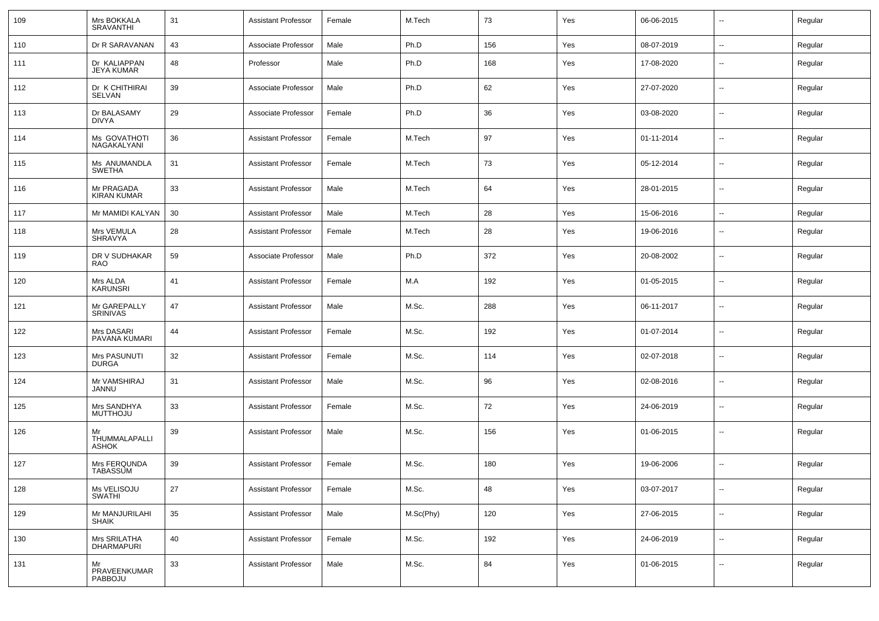| 109 | Mrs BOKKALA SRAVANTHI | 31 | Assistant Professor | Female | M.Tech | 73 | Yes | 06-06-2015 | -- | Regular |
|---|---|---|---|---|---|---|---|---|---|---|
| 110 | Dr R SARAVANAN | 43 | Associate Professor | Male | Ph.D | 156 | Yes | 08-07-2019 | -- | Regular |
| 111 | Dr KALIAPPAN JEYA KUMAR | 48 | Professor | Male | Ph.D | 168 | Yes | 17-08-2020 | -- | Regular |
| 112 | Dr K CHITHIRAI SELVAN | 39 | Associate Professor | Male | Ph.D | 62 | Yes | 27-07-2020 | -- | Regular |
| 113 | Dr BALASAMY DIVYA | 29 | Associate Professor | Female | Ph.D | 36 | Yes | 03-08-2020 | -- | Regular |
| 114 | Ms GOVATHOTI NAGAKALYANI | 36 | Assistant Professor | Female | M.Tech | 97 | Yes | 01-11-2014 | -- | Regular |
| 115 | Ms ANUMANDLA SWETHA | 31 | Assistant Professor | Female | M.Tech | 73 | Yes | 05-12-2014 | -- | Regular |
| 116 | Mr PRAGADA KIRAN KUMAR | 33 | Assistant Professor | Male | M.Tech | 64 | Yes | 28-01-2015 | -- | Regular |
| 117 | Mr MAMIDI KALYAN | 30 | Assistant Professor | Male | M.Tech | 28 | Yes | 15-06-2016 | -- | Regular |
| 118 | Mrs VEMULA SHRAVYA | 28 | Assistant Professor | Female | M.Tech | 28 | Yes | 19-06-2016 | -- | Regular |
| 119 | DR V SUDHAKAR RAO | 59 | Associate Professor | Male | Ph.D | 372 | Yes | 20-08-2002 | -- | Regular |
| 120 | Mrs ALDA KARUNSRI | 41 | Assistant Professor | Female | M.A | 192 | Yes | 01-05-2015 | -- | Regular |
| 121 | Mr GAREPALLY SRINIVAS | 47 | Assistant Professor | Male | M.Sc. | 288 | Yes | 06-11-2017 | -- | Regular |
| 122 | Mrs DASARI PAVANA KUMARI | 44 | Assistant Professor | Female | M.Sc. | 192 | Yes | 01-07-2014 | -- | Regular |
| 123 | Mrs PASUNUTI DURGA | 32 | Assistant Professor | Female | M.Sc. | 114 | Yes | 02-07-2018 | -- | Regular |
| 124 | Mr VAMSHIRAJ JANNU | 31 | Assistant Professor | Male | M.Sc. | 96 | Yes | 02-08-2016 | -- | Regular |
| 125 | Mrs SANDHYA MUTTHOJU | 33 | Assistant Professor | Female | M.Sc. | 72 | Yes | 24-06-2019 | -- | Regular |
| 126 | Mr THUMMALAPALLI ASHOK | 39 | Assistant Professor | Male | M.Sc. | 156 | Yes | 01-06-2015 | -- | Regular |
| 127 | Mrs FERQUNDA TABASSUM | 39 | Assistant Professor | Female | M.Sc. | 180 | Yes | 19-06-2006 | -- | Regular |
| 128 | Ms VELISOJU SWATHI | 27 | Assistant Professor | Female | M.Sc. | 48 | Yes | 03-07-2017 | -- | Regular |
| 129 | Mr MANJURILAHI SHAIK | 35 | Assistant Professor | Male | M.Sc(Phy) | 120 | Yes | 27-06-2015 | -- | Regular |
| 130 | Mrs SRILATHA DHARMAPURI | 40 | Assistant Professor | Female | M.Sc. | 192 | Yes | 24-06-2019 | -- | Regular |
| 131 | Mr PRAVEENKUMAR PABBOJU | 33 | Assistant Professor | Male | M.Sc. | 84 | Yes | 01-06-2015 | -- | Regular |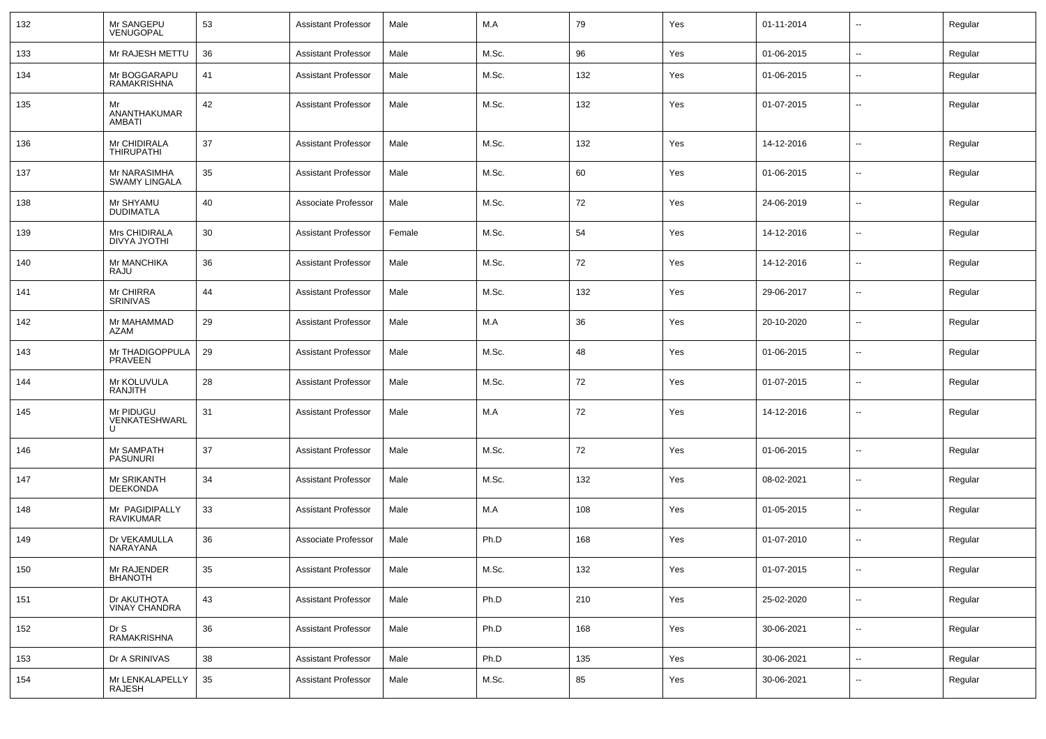| 132 | Mr SANGEPU VENUGOPAL | 53 | Assistant Professor | Male | M.A | 79 | Yes | 01-11-2014 | -- | Regular |
|---|---|---|---|---|---|---|---|---|---|---|
| 133 | Mr RAJESH METTU | 36 | Assistant Professor | Male | M.Sc. | 96 | Yes | 01-06-2015 | -- | Regular |
| 134 | Mr BOGGARAPU RAMAKRISHNA | 41 | Assistant Professor | Male | M.Sc. | 132 | Yes | 01-06-2015 | -- | Regular |
| 135 | Mr ANANTHAKUMAR AMBATI | 42 | Assistant Professor | Male | M.Sc. | 132 | Yes | 01-07-2015 | -- | Regular |
| 136 | Mr CHIDIRALA THIRUPATHI | 37 | Assistant Professor | Male | M.Sc. | 132 | Yes | 14-12-2016 | -- | Regular |
| 137 | Mr NARASIMHA SWAMY LINGALA | 35 | Assistant Professor | Male | M.Sc. | 60 | Yes | 01-06-2015 | -- | Regular |
| 138 | Mr SHYAMU DUDIMATLA | 40 | Associate Professor | Male | M.Sc. | 72 | Yes | 24-06-2019 | -- | Regular |
| 139 | Mrs CHIDIRALA DIVYA JYOTHI | 30 | Assistant Professor | Female | M.Sc. | 54 | Yes | 14-12-2016 | -- | Regular |
| 140 | Mr MANCHIKA RAJU | 36 | Assistant Professor | Male | M.Sc. | 72 | Yes | 14-12-2016 | -- | Regular |
| 141 | Mr CHIRRA SRINIVAS | 44 | Assistant Professor | Male | M.Sc. | 132 | Yes | 29-06-2017 | -- | Regular |
| 142 | Mr MAHAMMAD AZAM | 29 | Assistant Professor | Male | M.A | 36 | Yes | 20-10-2020 | -- | Regular |
| 143 | Mr THADIGOPPULA PRAVEEN | 29 | Assistant Professor | Male | M.Sc. | 48 | Yes | 01-06-2015 | -- | Regular |
| 144 | Mr KOLUVULA RANJITH | 28 | Assistant Professor | Male | M.Sc. | 72 | Yes | 01-07-2015 | -- | Regular |
| 145 | Mr PIDUGU VENKATESHWARLU | 31 | Assistant Professor | Male | M.A | 72 | Yes | 14-12-2016 | -- | Regular |
| 146 | Mr SAMPATH PASUNURI | 37 | Assistant Professor | Male | M.Sc. | 72 | Yes | 01-06-2015 | -- | Regular |
| 147 | Mr SRIKANTH DEEKONDA | 34 | Assistant Professor | Male | M.Sc. | 132 | Yes | 08-02-2021 | -- | Regular |
| 148 | Mr PAGIDIPALLY RAVIKUMAR | 33 | Assistant Professor | Male | M.A | 108 | Yes | 01-05-2015 | -- | Regular |
| 149 | Dr VEKAMULLA NARAYANA | 36 | Associate Professor | Male | Ph.D | 168 | Yes | 01-07-2010 | -- | Regular |
| 150 | Mr RAJENDER BHANOTH | 35 | Assistant Professor | Male | M.Sc. | 132 | Yes | 01-07-2015 | -- | Regular |
| 151 | Dr AKUTHOTA VINAY CHANDRA | 43 | Assistant Professor | Male | Ph.D | 210 | Yes | 25-02-2020 | -- | Regular |
| 152 | Dr S RAMAKRISHNA | 36 | Assistant Professor | Male | Ph.D | 168 | Yes | 30-06-2021 | -- | Regular |
| 153 | Dr A SRINIVAS | 38 | Assistant Professor | Male | Ph.D | 135 | Yes | 30-06-2021 | -- | Regular |
| 154 | Mr LENKALAPELLY RAJESH | 35 | Assistant Professor | Male | M.Sc. | 85 | Yes | 30-06-2021 | -- | Regular |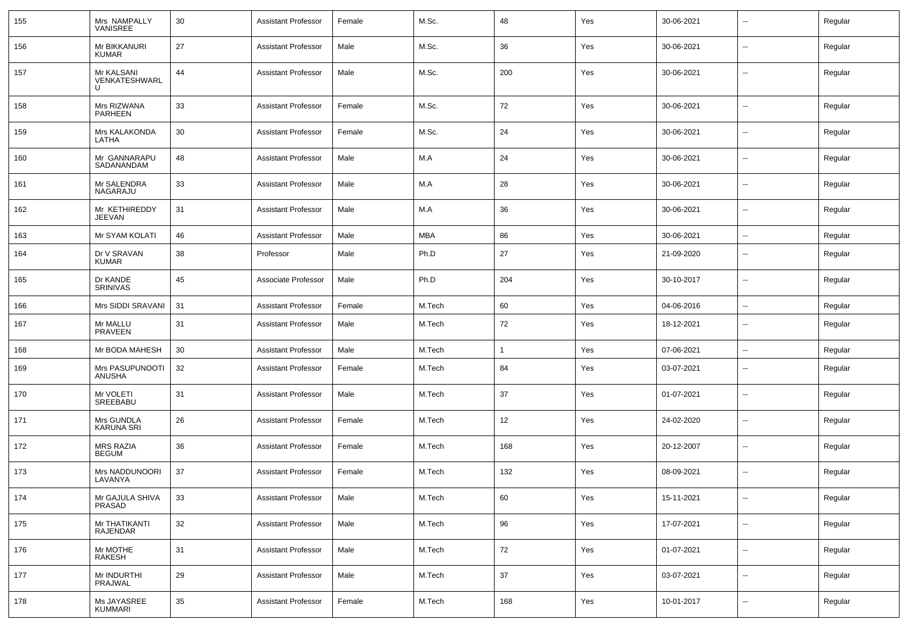| 155 | Mrs NAMPALLY VANISREE | 30 | Assistant Professor | Female | M.Sc. | 48 | Yes | 30-06-2021 | -- | Regular |
|---|---|---|---|---|---|---|---|---|---|---|
| 156 | Mr BIKKANURI KUMAR | 27 | Assistant Professor | Male | M.Sc. | 36 | Yes | 30-06-2021 | -- | Regular |
| 157 | Mr KALSANI VENKATESHWARLU | 44 | Assistant Professor | Male | M.Sc. | 200 | Yes | 30-06-2021 | -- | Regular |
| 158 | Mrs RIZWANA PARHEEN | 33 | Assistant Professor | Female | M.Sc. | 72 | Yes | 30-06-2021 | -- | Regular |
| 159 | Mrs KALAKONDA LATHA | 30 | Assistant Professor | Female | M.Sc. | 24 | Yes | 30-06-2021 | -- | Regular |
| 160 | Mr GANNARAPU SADANANDAM | 48 | Assistant Professor | Male | M.A | 24 | Yes | 30-06-2021 | -- | Regular |
| 161 | Mr SALENDRA NAGARAJU | 33 | Assistant Professor | Male | M.A | 28 | Yes | 30-06-2021 | -- | Regular |
| 162 | Mr KETHIREDDY JEEVAN | 31 | Assistant Professor | Male | M.A | 36 | Yes | 30-06-2021 | -- | Regular |
| 163 | Mr SYAM KOLATI | 46 | Assistant Professor | Male | MBA | 86 | Yes | 30-06-2021 | -- | Regular |
| 164 | Dr V SRAVAN KUMAR | 38 | Professor | Male | Ph.D | 27 | Yes | 21-09-2020 | -- | Regular |
| 165 | Dr KANDE SRINIVAS | 45 | Associate Professor | Male | Ph.D | 204 | Yes | 30-10-2017 | -- | Regular |
| 166 | Mrs SIDDI SRAVANI | 31 | Assistant Professor | Female | M.Tech | 60 | Yes | 04-06-2016 | -- | Regular |
| 167 | Mr MALLU PRAVEEN | 31 | Assistant Professor | Male | M.Tech | 72 | Yes | 18-12-2021 | -- | Regular |
| 168 | Mr BODA MAHESH | 30 | Assistant Professor | Male | M.Tech | 1 | Yes | 07-06-2021 | -- | Regular |
| 169 | Mrs PASUPUNOOTI ANUSHA | 32 | Assistant Professor | Female | M.Tech | 84 | Yes | 03-07-2021 | -- | Regular |
| 170 | Mr VOLETI SREEBABU | 31 | Assistant Professor | Male | M.Tech | 37 | Yes | 01-07-2021 | -- | Regular |
| 171 | Mrs GUNDLA KARUNA SRI | 26 | Assistant Professor | Female | M.Tech | 12 | Yes | 24-02-2020 | -- | Regular |
| 172 | MRS RAZIA BEGUM | 36 | Assistant Professor | Female | M.Tech | 168 | Yes | 20-12-2007 | -- | Regular |
| 173 | Mrs NADDUNOORI LAVANYA | 37 | Assistant Professor | Female | M.Tech | 132 | Yes | 08-09-2021 | -- | Regular |
| 174 | Mr GAJULA SHIVA PRASAD | 33 | Assistant Professor | Male | M.Tech | 60 | Yes | 15-11-2021 | -- | Regular |
| 175 | Mr THATIKANTI RAJENDAR | 32 | Assistant Professor | Male | M.Tech | 96 | Yes | 17-07-2021 | -- | Regular |
| 176 | Mr MOTHE RAKESH | 31 | Assistant Professor | Male | M.Tech | 72 | Yes | 01-07-2021 | -- | Regular |
| 177 | Mr INDURTHI PRAJWAL | 29 | Assistant Professor | Male | M.Tech | 37 | Yes | 03-07-2021 | -- | Regular |
| 178 | Ms JAYASREE KUMMARI | 35 | Assistant Professor | Female | M.Tech | 168 | Yes | 10-01-2017 | -- | Regular |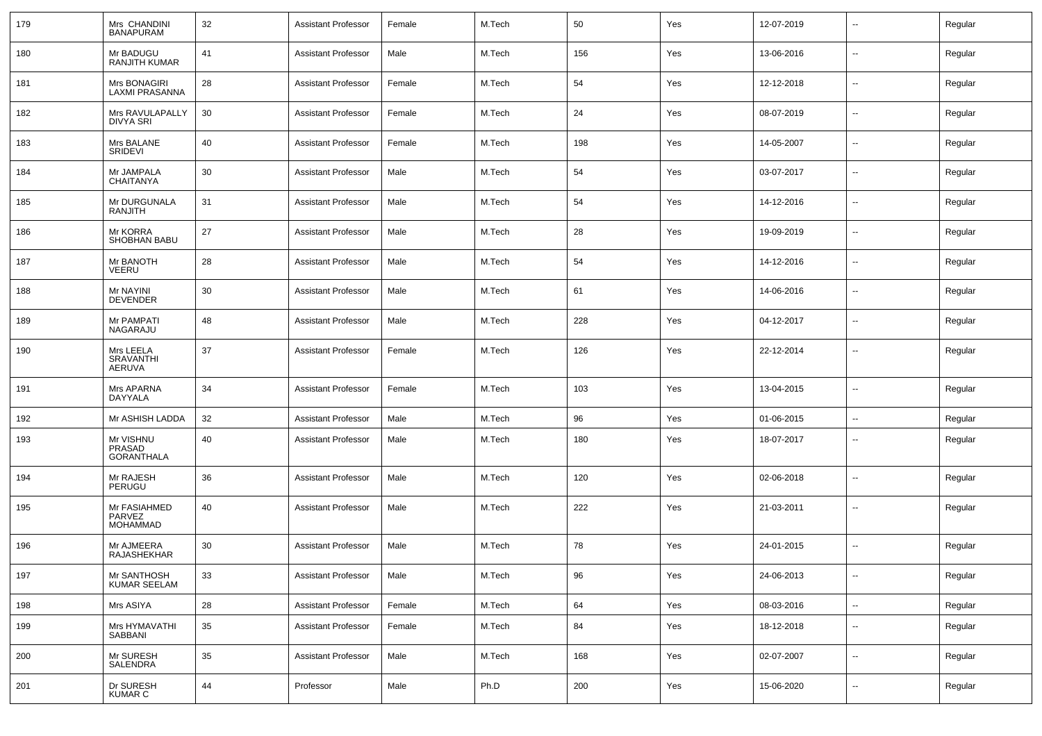| 179 | Mrs CHANDINI BANAPURAM | 32 | Assistant Professor | Female | M.Tech | 50 | Yes | 12-07-2019 | -- | Regular |
|---|---|---|---|---|---|---|---|---|---|---|
| 180 | Mr BADUGU RANJITH KUMAR | 41 | Assistant Professor | Male | M.Tech | 156 | Yes | 13-06-2016 | -- | Regular |
| 181 | Mrs BONAGIRI LAXMI PRASANNA | 28 | Assistant Professor | Female | M.Tech | 54 | Yes | 12-12-2018 | -- | Regular |
| 182 | Mrs RAVULAPALLY DIVYA SRI | 30 | Assistant Professor | Female | M.Tech | 24 | Yes | 08-07-2019 | -- | Regular |
| 183 | Mrs BALANE SRIDEVI | 40 | Assistant Professor | Female | M.Tech | 198 | Yes | 14-05-2007 | -- | Regular |
| 184 | Mr JAMPALA CHAITANYA | 30 | Assistant Professor | Male | M.Tech | 54 | Yes | 03-07-2017 | -- | Regular |
| 185 | Mr DURGUNALA RANJITH | 31 | Assistant Professor | Male | M.Tech | 54 | Yes | 14-12-2016 | -- | Regular |
| 186 | Mr KORRA SHOBHAN BABU | 27 | Assistant Professor | Male | M.Tech | 28 | Yes | 19-09-2019 | -- | Regular |
| 187 | Mr BANOTH VEERU | 28 | Assistant Professor | Male | M.Tech | 54 | Yes | 14-12-2016 | -- | Regular |
| 188 | Mr NAYINI DEVENDER | 30 | Assistant Professor | Male | M.Tech | 61 | Yes | 14-06-2016 | -- | Regular |
| 189 | Mr PAMPATI NAGARAJU | 48 | Assistant Professor | Male | M.Tech | 228 | Yes | 04-12-2017 | -- | Regular |
| 190 | Mrs LEELA SRAVANTHI AERUVA | 37 | Assistant Professor | Female | M.Tech | 126 | Yes | 22-12-2014 | -- | Regular |
| 191 | Mrs APARNA DAYYALA | 34 | Assistant Professor | Female | M.Tech | 103 | Yes | 13-04-2015 | -- | Regular |
| 192 | Mr ASHISH LADDA | 32 | Assistant Professor | Male | M.Tech | 96 | Yes | 01-06-2015 | -- | Regular |
| 193 | Mr VISHNU PRASAD GORANTHALA | 40 | Assistant Professor | Male | M.Tech | 180 | Yes | 18-07-2017 | -- | Regular |
| 194 | Mr RAJESH PERUGU | 36 | Assistant Professor | Male | M.Tech | 120 | Yes | 02-06-2018 | -- | Regular |
| 195 | Mr FASIAHMED PARVEZ MOHAMMAD | 40 | Assistant Professor | Male | M.Tech | 222 | Yes | 21-03-2011 | -- | Regular |
| 196 | Mr AJMEERA RAJASHEKHAR | 30 | Assistant Professor | Male | M.Tech | 78 | Yes | 24-01-2015 | -- | Regular |
| 197 | Mr SANTHOSH KUMAR SEELAM | 33 | Assistant Professor | Male | M.Tech | 96 | Yes | 24-06-2013 | -- | Regular |
| 198 | Mrs ASIYA | 28 | Assistant Professor | Female | M.Tech | 64 | Yes | 08-03-2016 | -- | Regular |
| 199 | Mrs HYMAVATHI SABBANI | 35 | Assistant Professor | Female | M.Tech | 84 | Yes | 18-12-2018 | -- | Regular |
| 200 | Mr SURESH SALENDRA | 35 | Assistant Professor | Male | M.Tech | 168 | Yes | 02-07-2007 | -- | Regular |
| 201 | Dr SURESH KUMAR C | 44 | Professor | Male | Ph.D | 200 | Yes | 15-06-2020 | -- | Regular |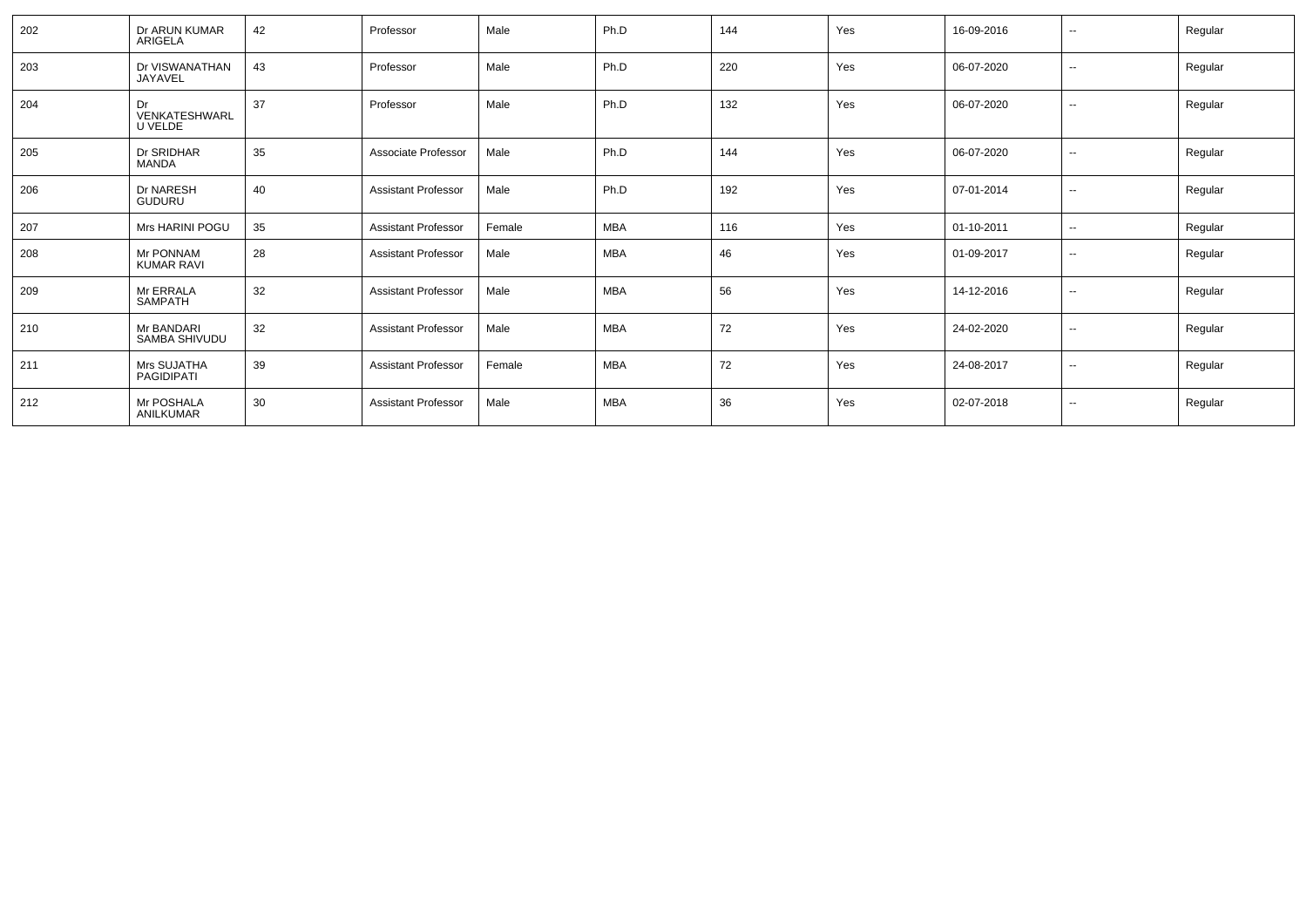| | | | | | | | | | | |
|---|---|---|---|---|---|---|---|---|---|---|
| 202 | Dr ARUN KUMAR ARIGELA | 42 | Professor | Male | Ph.D | 144 | Yes | 16-09-2016 | -- | Regular |
| 203 | Dr VISWANATHAN JAYAVEL | 43 | Professor | Male | Ph.D | 220 | Yes | 06-07-2020 | -- | Regular |
| 204 | Dr VENKATESHWARLU VELDE | 37 | Professor | Male | Ph.D | 132 | Yes | 06-07-2020 | -- | Regular |
| 205 | Dr SRIDHAR MANDA | 35 | Associate Professor | Male | Ph.D | 144 | Yes | 06-07-2020 | -- | Regular |
| 206 | Dr NARESH GUDURU | 40 | Assistant Professor | Male | Ph.D | 192 | Yes | 07-01-2014 | -- | Regular |
| 207 | Mrs HARINI POGU | 35 | Assistant Professor | Female | MBA | 116 | Yes | 01-10-2011 | -- | Regular |
| 208 | Mr PONNAM KUMAR RAVI | 28 | Assistant Professor | Male | MBA | 46 | Yes | 01-09-2017 | -- | Regular |
| 209 | Mr ERRALA SAMPATH | 32 | Assistant Professor | Male | MBA | 56 | Yes | 14-12-2016 | -- | Regular |
| 210 | Mr BANDARI SAMBA SHIVUDU | 32 | Assistant Professor | Male | MBA | 72 | Yes | 24-02-2020 | -- | Regular |
| 211 | Mrs SUJATHA PAGIDIPATI | 39 | Assistant Professor | Female | MBA | 72 | Yes | 24-08-2017 | -- | Regular |
| 212 | Mr POSHALA ANILKUMAR | 30 | Assistant Professor | Male | MBA | 36 | Yes | 02-07-2018 | -- | Regular |